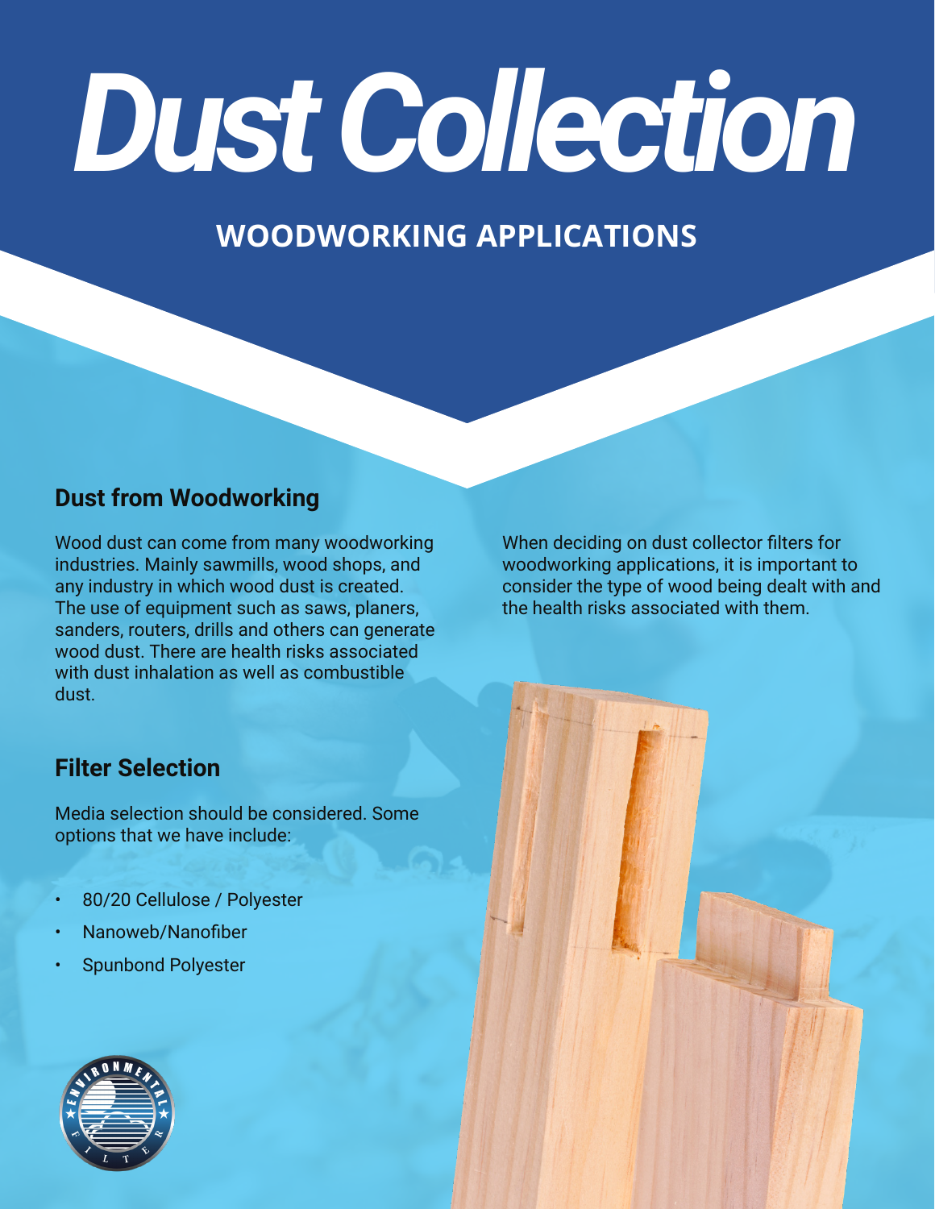# Dust Collection

## WOODWORKING APPLICATIONS

### Dust from Woodworking

Wood dust can come from many woodworking industries. Mainly sawmills, wood shops, and any industry in which wood dust is created. The use of equipment such as saws, planers, sanders, routers, drills and others can generate wood dust. There are health risks associated with dust inhalation as well as combustible dust.

When deciding on dust collector filters for woodworking applications, it is important to consider the type of wood being dealt with and the health risks associated with them.

### Filter Selection

Media selection should be considered. Some options that we have include:

- 80/20 Cellulose / Polyester
- Nanoweb/Nanofiber
- Spunbond Polyester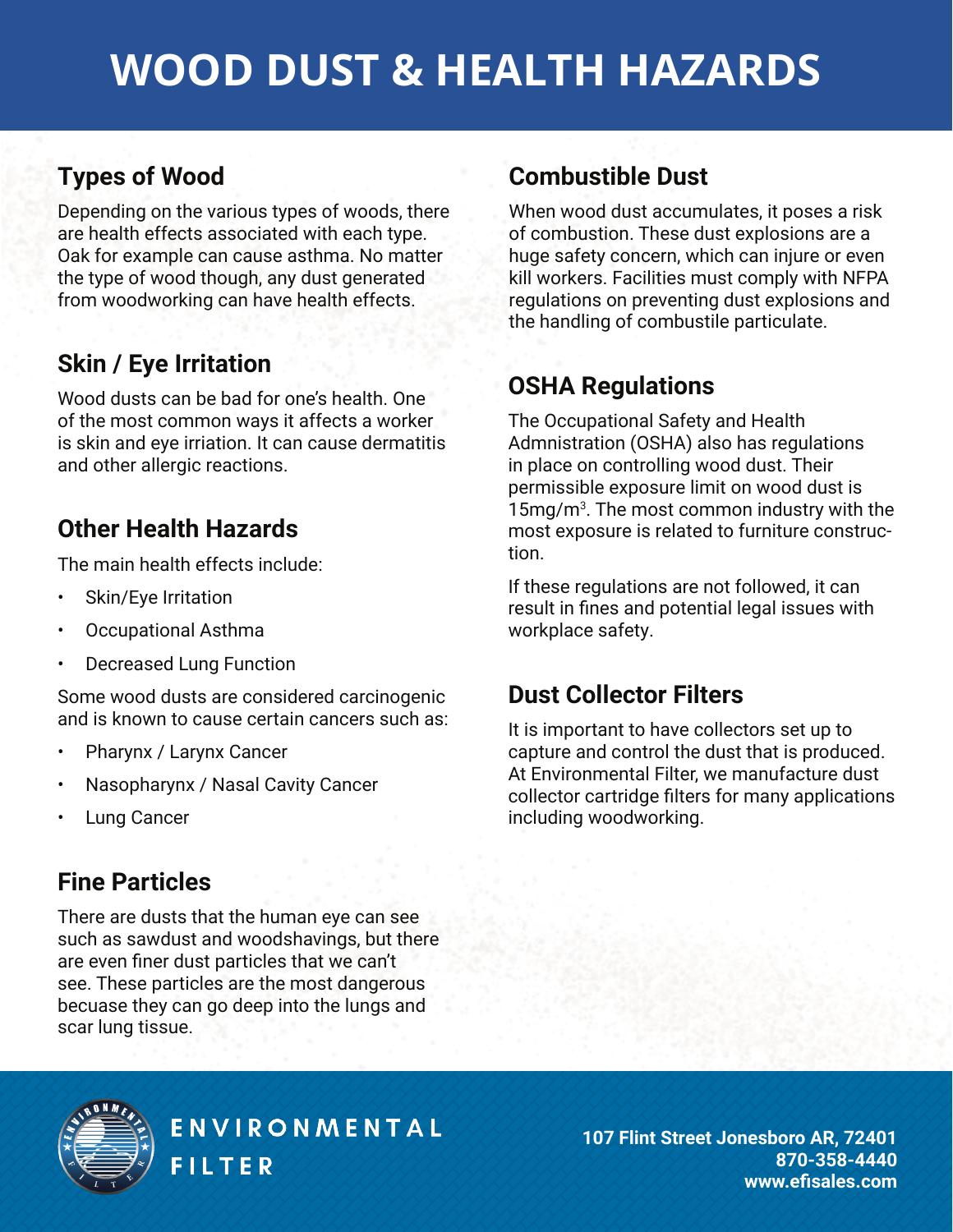# WOOD DUST & HEALTH HAZARDS

## Types of Wood

Depending on the various types of woods, there are health effects associated with each type. Oak for example can cause asthma. No matter the type of wood though, any dust generated from woodworking can have health effects.

## Skin / Eye Irritation

Wood dusts can be bad for one's health. One of the most common ways it affects a worker is skin and eye irriation. It can cause dermatitis and other allergic reactions.

## Other Health Hazards

The main health effects include:

- Skin/Eye Irritation
- Occupational Asthma
- Decreased Lung Function

Some wood dusts are considered carcinogenic and is known to cause certain cancers such as:

- Pharynx / Larynx Cancer
- Nasopharynx / Nasal Cavity Cancer
- Lung Cancer

## Fine Particles

There are dusts that the human eye can see such as sawdust and woodshavings, but there are even finer dust particles that we can't see. These particles are the most dangerous becuase they can go deep into the lungs and scar lung tissue.

## Combustible Dust

When wood dust accumulates, it poses a risk of combustion. These dust explosions are a huge safety concern, which can injure or even kill workers. Facilities must comply with NFPA regulations on preventing dust explosions and the handling of combustile particulate.

## OSHA Regulations

The Occupational Safety and Health Admnistration (OSHA) also has regulations in place on controlling wood dust. Their permissible exposure limit on wood dust is 15mg/m$^3$. The most common industry with the most exposure is related to furniture construction.

If these regulations are not followed, it can result in fines and potential legal issues with workplace safety.

## Dust Collector Filters

It is important to have collectors set up to capture and control the dust that is produced. At Environmental Filter, we manufacture dust collector cartridge filters for many applications including woodworking.

ENVIRONMENTAL FILTER

**107 Flint Street Jonesboro AR, 72401**
**870-358-4440**
**www.efisales.com**